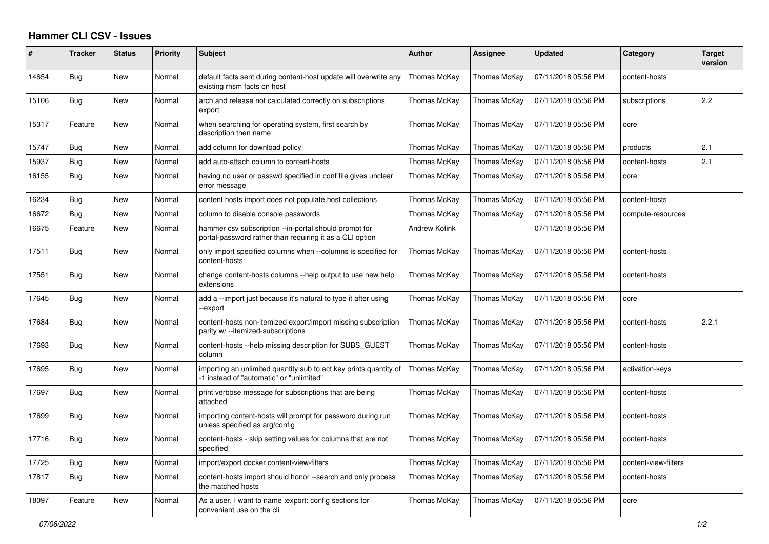## Hammer CLI CSV - Issues

| # | Tracker | Status | Priority | Subject | Author | Assignee | Updated | Category | Target version |
|---|---|---|---|---|---|---|---|---|---|
| 14654 | Bug | New | Normal | default facts sent during content-host update will overwrite any existing rhsm facts on host | Thomas McKay | Thomas McKay | 07/11/2018 05:56 PM | content-hosts | |
| 15106 | Bug | New | Normal | arch and release not calculated correctly on subscriptions export | Thomas McKay | Thomas McKay | 07/11/2018 05:56 PM | subscriptions | 2.2 |
| 15317 | Feature | New | Normal | when searching for operating system, first search by description then name | Thomas McKay | Thomas McKay | 07/11/2018 05:56 PM | core | |
| 15747 | Bug | New | Normal | add column for download policy | Thomas McKay | Thomas McKay | 07/11/2018 05:56 PM | products | 2.1 |
| 15937 | Bug | New | Normal | add auto-attach column to content-hosts | Thomas McKay | Thomas McKay | 07/11/2018 05:56 PM | content-hosts | 2.1 |
| 16155 | Bug | New | Normal | having no user or passwd specified in conf file gives unclear error message | Thomas McKay | Thomas McKay | 07/11/2018 05:56 PM | core | |
| 16234 | Bug | New | Normal | content hosts import does not populate host collections | Thomas McKay | Thomas McKay | 07/11/2018 05:56 PM | content-hosts | |
| 16672 | Bug | New | Normal | column to disable console passwords | Thomas McKay | Thomas McKay | 07/11/2018 05:56 PM | compute-resources | |
| 16675 | Feature | New | Normal | hammer csv subscription --in-portal should prompt for portal-password rather than requiring it as a CLI option | Andrew Kofink | | 07/11/2018 05:56 PM | | |
| 17511 | Bug | New | Normal | only import specified columns when --columns is specified for content-hosts | Thomas McKay | Thomas McKay | 07/11/2018 05:56 PM | content-hosts | |
| 17551 | Bug | New | Normal | change content-hosts columns --help output to use new help extensions | Thomas McKay | Thomas McKay | 07/11/2018 05:56 PM | content-hosts | |
| 17645 | Bug | New | Normal | add a --import just because it's natural to type it after using --export | Thomas McKay | Thomas McKay | 07/11/2018 05:56 PM | core | |
| 17684 | Bug | New | Normal | content-hosts non-itemized export/import missing subscription parity w/ --itemized-subscriptions | Thomas McKay | Thomas McKay | 07/11/2018 05:56 PM | content-hosts | 2.2.1 |
| 17693 | Bug | New | Normal | content-hosts --help missing description for SUBS_GUEST column | Thomas McKay | Thomas McKay | 07/11/2018 05:56 PM | content-hosts | |
| 17695 | Bug | New | Normal | importing an unlimited quantity sub to act key prints quantity of -1 instead of "automatic" or "unlimited" | Thomas McKay | Thomas McKay | 07/11/2018 05:56 PM | activation-keys | |
| 17697 | Bug | New | Normal | print verbose message for subscriptions that are being attached | Thomas McKay | Thomas McKay | 07/11/2018 05:56 PM | content-hosts | |
| 17699 | Bug | New | Normal | importing content-hosts will prompt for password during run unless specified as arg/config | Thomas McKay | Thomas McKay | 07/11/2018 05:56 PM | content-hosts | |
| 17716 | Bug | New | Normal | content-hosts - skip setting values for columns that are not specified | Thomas McKay | Thomas McKay | 07/11/2018 05:56 PM | content-hosts | |
| 17725 | Bug | New | Normal | import/export docker content-view-filters | Thomas McKay | Thomas McKay | 07/11/2018 05:56 PM | content-view-filters | |
| 17817 | Bug | New | Normal | content-hosts import should honor --search and only process the matched hosts | Thomas McKay | Thomas McKay | 07/11/2018 05:56 PM | content-hosts | |
| 18097 | Feature | New | Normal | As a user, I want to name :export: config sections for convenient use on the cli | Thomas McKay | Thomas McKay | 07/11/2018 05:56 PM | core | |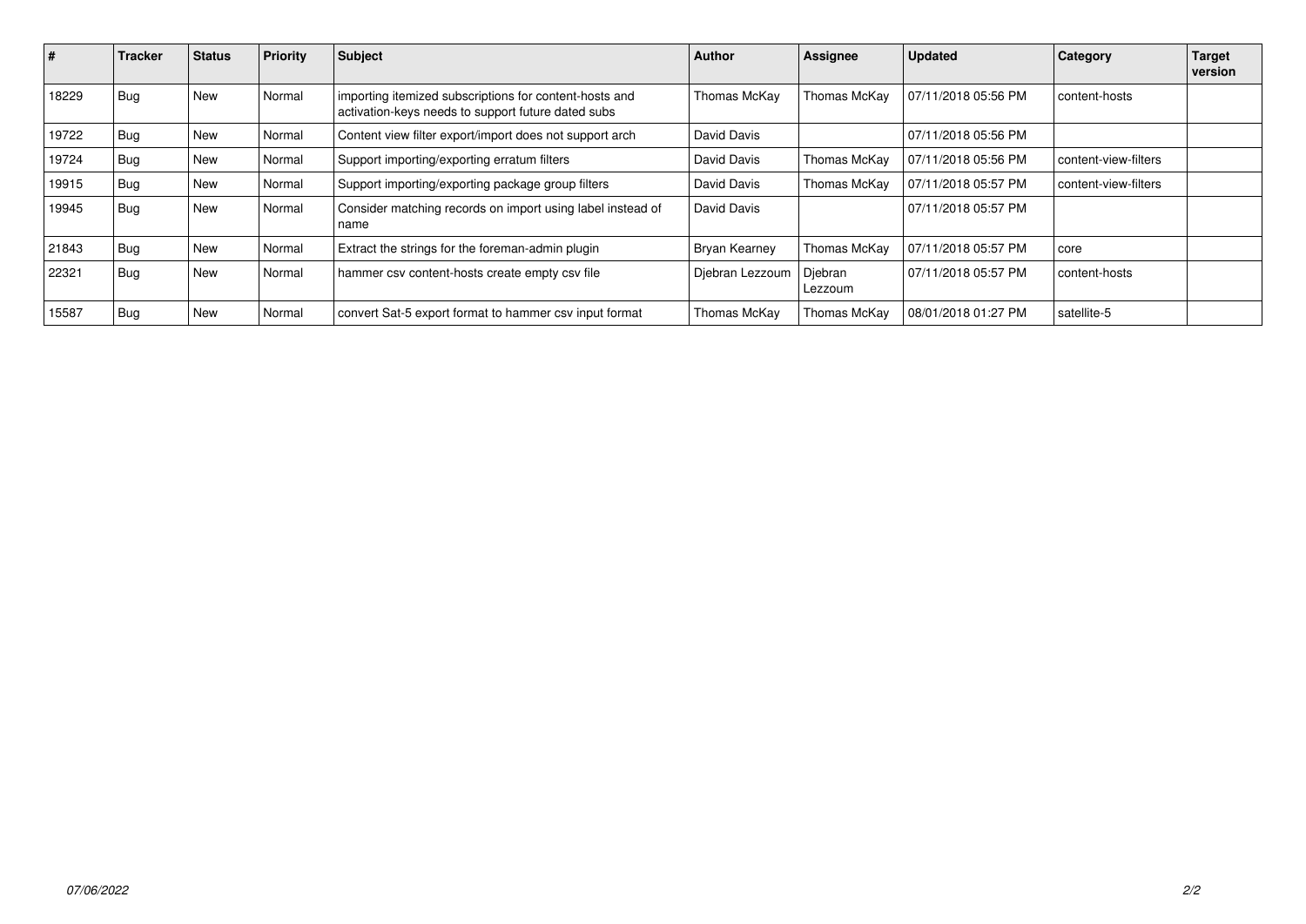| # | Tracker | Status | Priority | Subject | Author | Assignee | Updated | Category | Target version |
|---|---|---|---|---|---|---|---|---|---|
| 18229 | Bug | New | Normal | importing itemized subscriptions for content-hosts and activation-keys needs to support future dated subs | Thomas McKay | Thomas McKay | 07/11/2018 05:56 PM | content-hosts | |
| 19722 | Bug | New | Normal | Content view filter export/import does not support arch | David Davis | | 07/11/2018 05:56 PM | | |
| 19724 | Bug | New | Normal | Support importing/exporting erratum filters | David Davis | Thomas McKay | 07/11/2018 05:56 PM | content-view-filters | |
| 19915 | Bug | New | Normal | Support importing/exporting package group filters | David Davis | Thomas McKay | 07/11/2018 05:57 PM | content-view-filters | |
| 19945 | Bug | New | Normal | Consider matching records on import using label instead of name | David Davis | | 07/11/2018 05:57 PM | | |
| 21843 | Bug | New | Normal | Extract the strings for the foreman-admin plugin | Bryan Kearney | Thomas McKay | 07/11/2018 05:57 PM | core | |
| 22321 | Bug | New | Normal | hammer csv content-hosts create empty csv file | Djebran Lezzoum | Djebran Lezzoum | 07/11/2018 05:57 PM | content-hosts | |
| 15587 | Bug | New | Normal | convert Sat-5 export format to hammer csv input format | Thomas McKay | Thomas McKay | 08/01/2018 01:27 PM | satellite-5 | |